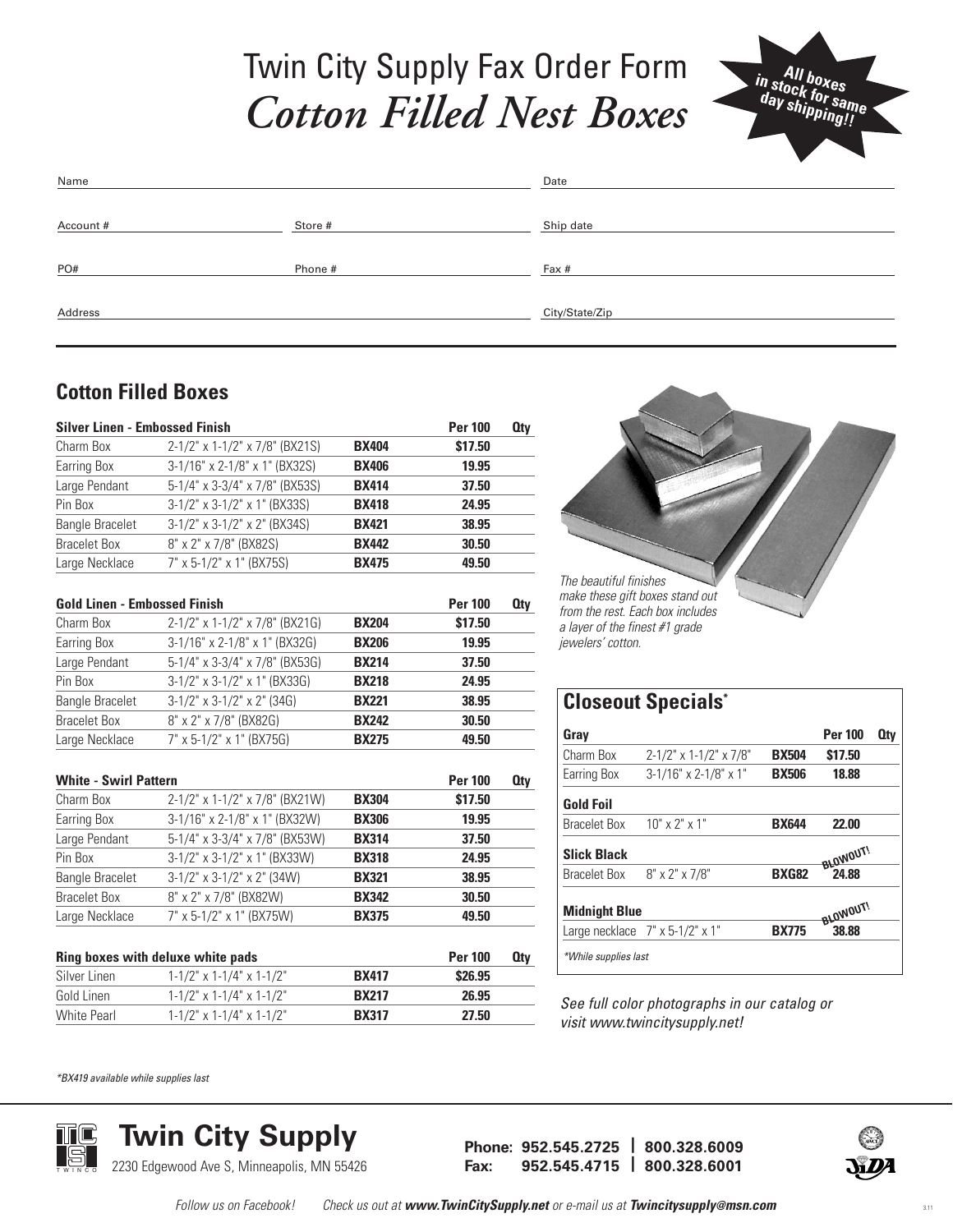# Twin City Supply Fax Order Form

# *Cotton Filled Nest Boxes*

**All boxes in stock for same day shipping!!**

| Name | | Date |
|---|---|---|
| Account # | Store # | Ship date |
| PO# | Phone # | Fax # |
| Address | | City/State/Zip |

## Cotton Filled Boxes

| Silver Linen - Embossed Finish | | | Per 100 | Qty |
|---|---|---|---|---|
| Charm Box | 2-1/2" x 1-1/2" x 7/8" (BX21S) | **BX404** | **$17.50** | |
| Earring Box | 3-1/16" x 2-1/8" x 1" (BX32S) | **BX406** | **19.95** | |
| Large Pendant | 5-1/4" x 3-3/4" x 7/8" (BX53S) | **BX414** | **37.50** | |
| Pin Box | 3-1/2" x 3-1/2" x 1" (BX33S) | **BX418** | **24.95** | |
| Bangle Bracelet | 3-1/2" x 3-1/2" x 2" (BX34S) | **BX421** | **38.95** | |
| Bracelet Box | 8" x 2" x 7/8" (BX82S) | **BX442** | **30.50** | |
| Large Necklace | 7" x 5-1/2" x 1" (BX75S) | **BX475** | **49.50** | |

| Gold Linen - Embossed Finish | | | Per 100 | Qty |
|---|---|---|---|---|
| Charm Box | 2-1/2" x 1-1/2" x 7/8" (BX21G) | **BX204** | **$17.50** | |
| Earring Box | 3-1/16" x 2-1/8" x 1" (BX32G) | **BX206** | **19.95** | |
| Large Pendant | 5-1/4" x 3-3/4" x 7/8" (BX53G) | **BX214** | **37.50** | |
| Pin Box | 3-1/2" x 3-1/2" x 1" (BX33G) | **BX218** | **24.95** | |
| Bangle Bracelet | 3-1/2" x 3-1/2" x 2" (34G) | **BX221** | **38.95** | |
| Bracelet Box | 8" x 2" x 7/8" (BX82G) | **BX242** | **30.50** | |
| Large Necklace | 7" x 5-1/2" x 1" (BX75G) | **BX275** | **49.50** | |

| White - Swirl Pattern | | | Per 100 | Qty |
|---|---|---|---|---|
| Charm Box | 2-1/2" x 1-1/2" x 7/8" (BX21W) | **BX304** | **$17.50** | |
| Earring Box | 3-1/16" x 2-1/8" x 1" (BX32W) | **BX306** | **19.95** | |
| Large Pendant | 5-1/4" x 3-3/4" x 7/8" (BX53W) | **BX314** | **37.50** | |
| Pin Box | 3-1/2" x 3-1/2" x 1" (BX33W) | **BX318** | **24.95** | |
| Bangle Bracelet | 3-1/2" x 3-1/2" x 2" (34W) | **BX321** | **38.95** | |
| Bracelet Box | 8" x 2" x 7/8" (BX82W) | **BX342** | **30.50** | |
| Large Necklace | 7" x 5-1/2" x 1" (BX75W) | **BX375** | **49.50** | |

| Ring boxes with deluxe white pads | | | Per 100 | Qty |
|---|---|---|---|---|
| Silver Linen | 1-1/2" x 1-1/4" x 1-1/2" | **BX417** | **$26.95** | |
| Gold Linen | 1-1/2" x 1-1/4" x 1-1/2" | **BX217** | **26.95** | |
| White Pearl | 1-1/2" x 1-1/4" x 1-1/2" | **BX317** | **27.50** | |

*The beautiful finishes make these gift boxes stand out from the rest. Each box includes a layer of the finest #1 grade jewelers' cotton.*

## Closeout Specials*

| Gray | | | Per 100 | Qty |
|---|---|---|---|---|
| Charm Box | 2-1/2" x 1-1/2" x 7/8" | **BX504** | **$17.50** | |
| Earring Box | 3-1/16" x 2-1/8" x 1" | **BX506** | **18.88** | |
| **Gold Foil** | | | | |
| Bracelet Box | 10" x 2" x 1" | **BX644** | **22.00** | |
| **Slick Black** | | | BLOWOUT! | |
| Bracelet Box | 8" x 2" x 7/8" | **BXG82** | **24.88** | |
| **Midnight Blue** | | | BLOWOUT! | |
| Large necklace | 7" x 5-1/2" x 1" | **BX775** | **38.88** | |

*While supplies last

*See full color photographs in our catalog or visit www.twincitysupply.net!*

*BX419 available while supplies last*

**Twin City Supply**
2230 Edgewood Ave S, Minneapolis, MN 55426

**Phone: 952.545.2725 | 800.328.6009**
**Fax: 952.545.4715 | 800.328.6001**

*Follow us on Facebook!* *Check us out at **www.TwinCitySupply.net** or e-mail us at **Twincitysupply@msn.com***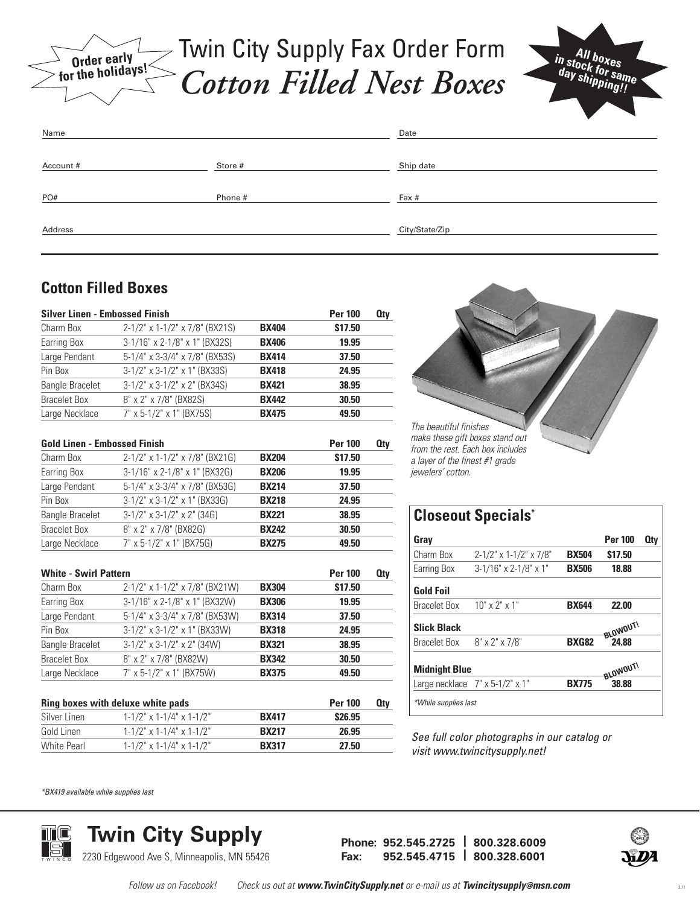Order early for the holidays!

# Twin City Supply Fax Order Form

# *Cotton Filled Nest Boxes*

**All boxes in stock for same day shipping!!**

Name ______________________ Date ______________________

Account # __________ Store # __________ Ship date ______________________

PO# __________ Phone # __________ Fax # ______________________

Address ______________________ City/State/Zip ______________________

## Cotton Filled Boxes

| **Silver Linen - Embossed Finish** | | | **Per 100** | **Qty** |
|---|---|---|---|---|
| Charm Box | 2-1/2" x 1-1/2" x 7/8" (BX21S) | **BX404** | **$17.50** | |
| Earring Box | 3-1/16" x 2-1/8" x 1" (BX32S) | **BX406** | **19.95** | |
| Large Pendant | 5-1/4" x 3-3/4" x 7/8" (BX53S) | **BX414** | **37.50** | |
| Pin Box | 3-1/2" x 3-1/2" x 1" (BX33S) | **BX418** | **24.95** | |
| Bangle Bracelet | 3-1/2" x 3-1/2" x 2" (BX34S) | **BX421** | **38.95** | |
| Bracelet Box | 8" x 2" x 7/8" (BX82S) | **BX442** | **30.50** | |
| Large Necklace | 7" x 5-1/2" x 1" (BX75S) | **BX475** | **49.50** | |

| **Gold Linen - Embossed Finish** | | | **Per 100** | **Qty** |
|---|---|---|---|---|
| Charm Box | 2-1/2" x 1-1/2" x 7/8" (BX21G) | **BX204** | **$17.50** | |
| Earring Box | 3-1/16" x 2-1/8" x 1" (BX32G) | **BX206** | **19.95** | |
| Large Pendant | 5-1/4" x 3-3/4" x 7/8" (BX53G) | **BX214** | **37.50** | |
| Pin Box | 3-1/2" x 3-1/2" x 1" (BX33G) | **BX218** | **24.95** | |
| Bangle Bracelet | 3-1/2" x 3-1/2" x 2" (34G) | **BX221** | **38.95** | |
| Bracelet Box | 8" x 2" x 7/8" (BX82G) | **BX242** | **30.50** | |
| Large Necklace | 7" x 5-1/2" x 1" (BX75G) | **BX275** | **49.50** | |

| **White - Swirl Pattern** | | | **Per 100** | **Qty** |
|---|---|---|---|---|
| Charm Box | 2-1/2" x 1-1/2" x 7/8" (BX21W) | **BX304** | **$17.50** | |
| Earring Box | 3-1/16" x 2-1/8" x 1" (BX32W) | **BX306** | **19.95** | |
| Large Pendant | 5-1/4" x 3-3/4" x 7/8" (BX53W) | **BX314** | **37.50** | |
| Pin Box | 3-1/2" x 3-1/2" x 1" (BX33W) | **BX318** | **24.95** | |
| Bangle Bracelet | 3-1/2" x 3-1/2" x 2" (34W) | **BX321** | **38.95** | |
| Bracelet Box | 8" x 2" x 7/8" (BX82W) | **BX342** | **30.50** | |
| Large Necklace | 7" x 5-1/2" x 1" (BX75W) | **BX375** | **49.50** | |

| **Ring boxes with deluxe white pads** | | | **Per 100** | **Qty** |
|---|---|---|---|---|
| Silver Linen | 1-1/2" x 1-1/4" x 1-1/2" | **BX417** | **$26.95** | |
| Gold Linen | 1-1/2" x 1-1/4" x 1-1/2" | **BX217** | **26.95** | |
| White Pearl | 1-1/2" x 1-1/4" x 1-1/2" | **BX317** | **27.50** | |

*\*BX419 available while supplies last*

*The beautiful finishes make these gift boxes stand out from the rest. Each box includes a layer of the finest #1 grade jewelers' cotton.*

## Closeout Specials*

| **Gray** | | | **Per 100** | **Qty** |
|---|---|---|---|---|
| Charm Box | 2-1/2" x 1-1/2" x 7/8" | **BX504** | **$17.50** | |
| Earring Box | 3-1/16" x 2-1/8" x 1" | **BX506** | **18.88** | |
| **Gold Foil** | | | | |
| Bracelet Box | 10" x 2" x 1" | **BX644** | **22.00** | |
| **Slick Black** | | | BLOWOUT! | |
| Bracelet Box | 8" x 2" x 7/8" | **BXG82** | **24.88** | |
| **Midnight Blue** | | | BLOWOUT! | |
| Large necklace | 7" x 5-1/2" x 1" | **BX775** | **38.88** | |

*\*While supplies last*

*See full color photographs in our catalog or visit www.twincitysupply.net!*

**Twin City Supply**
2230 Edgewood Ave S, Minneapolis, MN 55426

**Phone: 952.545.2725 | 800.328.6009**
**Fax: 952.545.4715 | 800.328.6001**

*Follow us on Facebook!* *Check us out at **www.TwinCitySupply.net** or e-mail us at **Twincitysupply@msn.com***